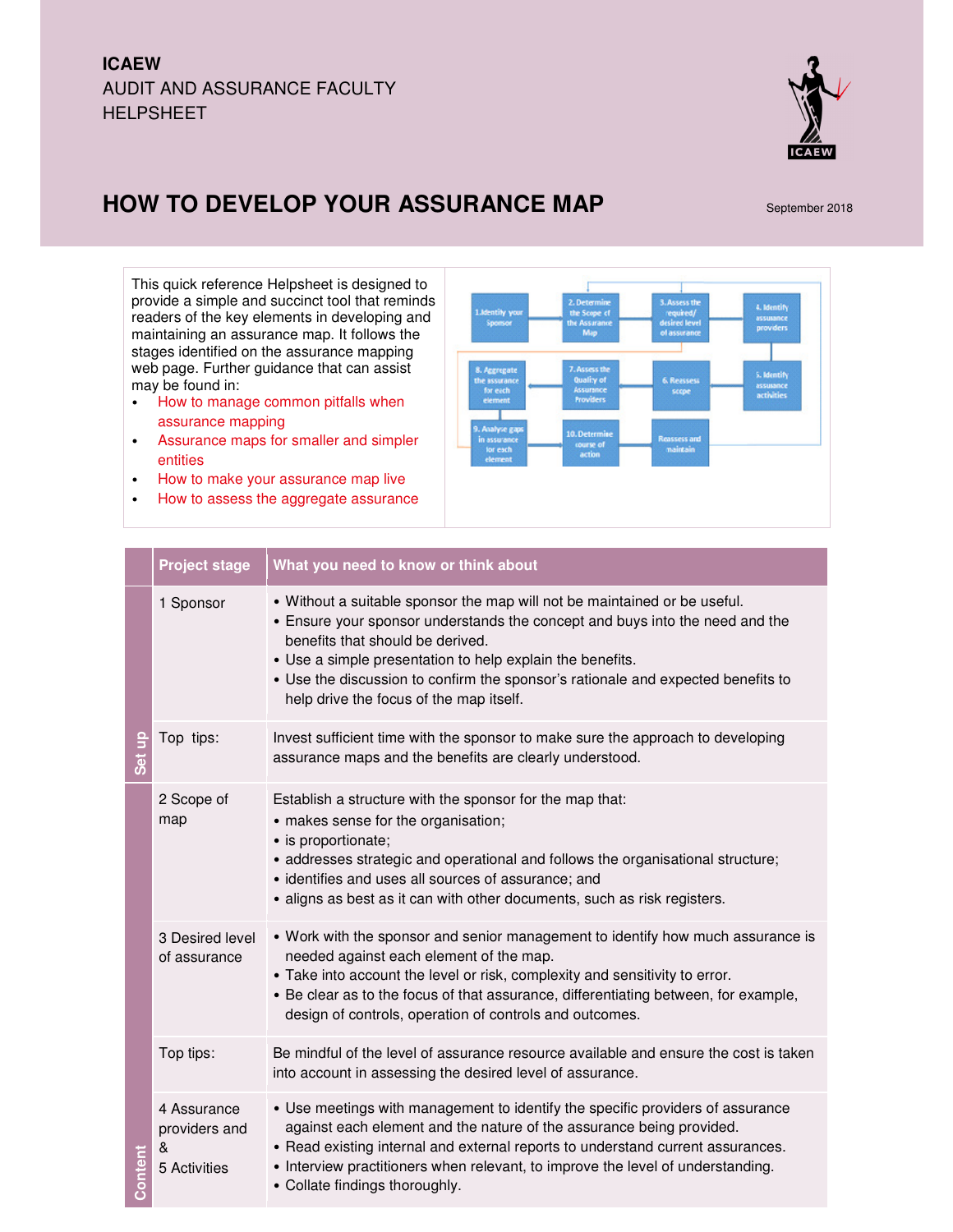ICAEW
AUDIT AND ASSURANCE FACULTY
HELPSHEET

# HOW TO DEVELOP YOUR ASSURANCE MAP

September 2018

This quick reference Helpsheet is designed to provide a simple and succinct tool that reminds readers of the key elements in developing and maintaining an assurance map. It follows the stages identified on the assurance mapping web page. Further guidance that can assist may be found in:

- How to manage common pitfalls when assurance mapping
- Assurance maps for smaller and simpler entities
- How to make your assurance map live
- How to assess the aggregate assurance

1. Identify your Sponsor
2. Determine the Scope of the Assurance Map
3. Assess the required/ desired level of assurance
4. Identify assurance providers
5. Identify assurance activities
6. Reassess scope
7. Assess the Quality of Assurance Providers
8. Aggregate the assurance for each element
9. Analyse gaps in assurance for each element
10. Determine course of action

Reassess and maintain

| | Project stage | What you need to know or think about |
|---|---|---|
| Set up | 1 Sponsor | • Without a suitable sponsor the map will not be maintained or be useful.<br>• Ensure your sponsor understands the concept and buys into the need and the benefits that should be derived.<br>• Use a simple presentation to help explain the benefits.<br>• Use the discussion to confirm the sponsor's rationale and expected benefits to help drive the focus of the map itself. |
| | Top tips: | Invest sufficient time with the sponsor to make sure the approach to developing assurance maps and the benefits are clearly understood. |
| Content | 2 Scope of map | Establish a structure with the sponsor for the map that:<br>• makes sense for the organisation;<br>• is proportionate;<br>• addresses strategic and operational and follows the organisational structure;<br>• identifies and uses all sources of assurance; and<br>• aligns as best as it can with other documents, such as risk registers. |
| | 3 Desired level of assurance | • Work with the sponsor and senior management to identify how much assurance is needed against each element of the map.<br>• Take into account the level or risk, complexity and sensitivity to error.<br>• Be clear as to the focus of that assurance, differentiating between, for example, design of controls, operation of controls and outcomes. |
| | Top tips: | Be mindful of the level of assurance resource available and ensure the cost is taken into account in assessing the desired level of assurance. |
| | 4 Assurance providers and & 5 Activities | • Use meetings with management to identify the specific providers of assurance against each element and the nature of the assurance being provided.<br>• Read existing internal and external reports to understand current assurances.<br>• Interview practitioners when relevant, to improve the level of understanding.<br>• Collate findings thoroughly. |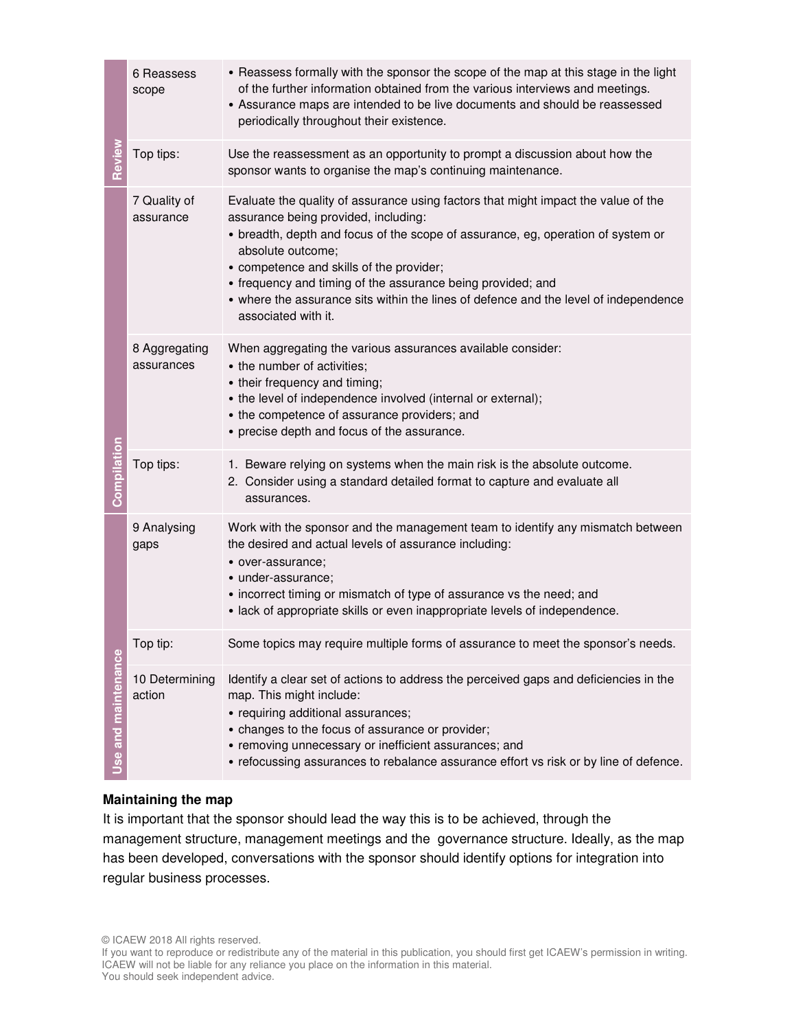| | | |
|---|---|---|
| Review | 6 Reassess scope | • Reassess formally with the sponsor the scope of the map at this stage in the light of the further information obtained from the various interviews and meetings.<br>• Assurance maps are intended to be live documents and should be reassessed periodically throughout their existence. |
| | Top tips: | Use the reassessment as an opportunity to prompt a discussion about how the sponsor wants to organise the map's continuing maintenance. |
| Compilation | 7 Quality of assurance | Evaluate the quality of assurance using factors that might impact the value of the assurance being provided, including:<br>• breadth, depth and focus of the scope of assurance, eg, operation of system or absolute outcome;<br>• competence and skills of the provider;<br>• frequency and timing of the assurance being provided; and<br>• where the assurance sits within the lines of defence and the level of independence associated with it. |
| | 8 Aggregating assurances | When aggregating the various assurances available consider:<br>• the number of activities;<br>• their frequency and timing;<br>• the level of independence involved (internal or external);<br>• the competence of assurance providers; and<br>• precise depth and focus of the assurance. |
| | Top tips: | 1. Beware relying on systems when the main risk is the absolute outcome.<br>2. Consider using a standard detailed format to capture and evaluate all assurances. |
| Use and maintenance | 9 Analysing gaps | Work with the sponsor and the management team to identify any mismatch between the desired and actual levels of assurance including:<br>• over-assurance;<br>• under-assurance;<br>• incorrect timing or mismatch of type of assurance vs the need; and<br>• lack of appropriate skills or even inappropriate levels of independence. |
| | Top tip: | Some topics may require multiple forms of assurance to meet the sponsor's needs. |
| | 10 Determining action | Identify a clear set of actions to address the perceived gaps and deficiencies in the map. This might include:<br>• requiring additional assurances;<br>• changes to the focus of assurance or provider;<br>• removing unnecessary or inefficient assurances; and<br>• refocussing assurances to rebalance assurance effort vs risk or by line of defence. |

**Maintaining the map**

It is important that the sponsor should lead the way this is to be achieved, through the management structure, management meetings and the governance structure. Ideally, as the map has been developed, conversations with the sponsor should identify options for integration into regular business processes.

© ICAEW 2018 All rights reserved.
If you want to reproduce or redistribute any of the material in this publication, you should first get ICAEW's permission in writing. ICAEW will not be liable for any reliance you place on the information in this material.
You should seek independent advice.